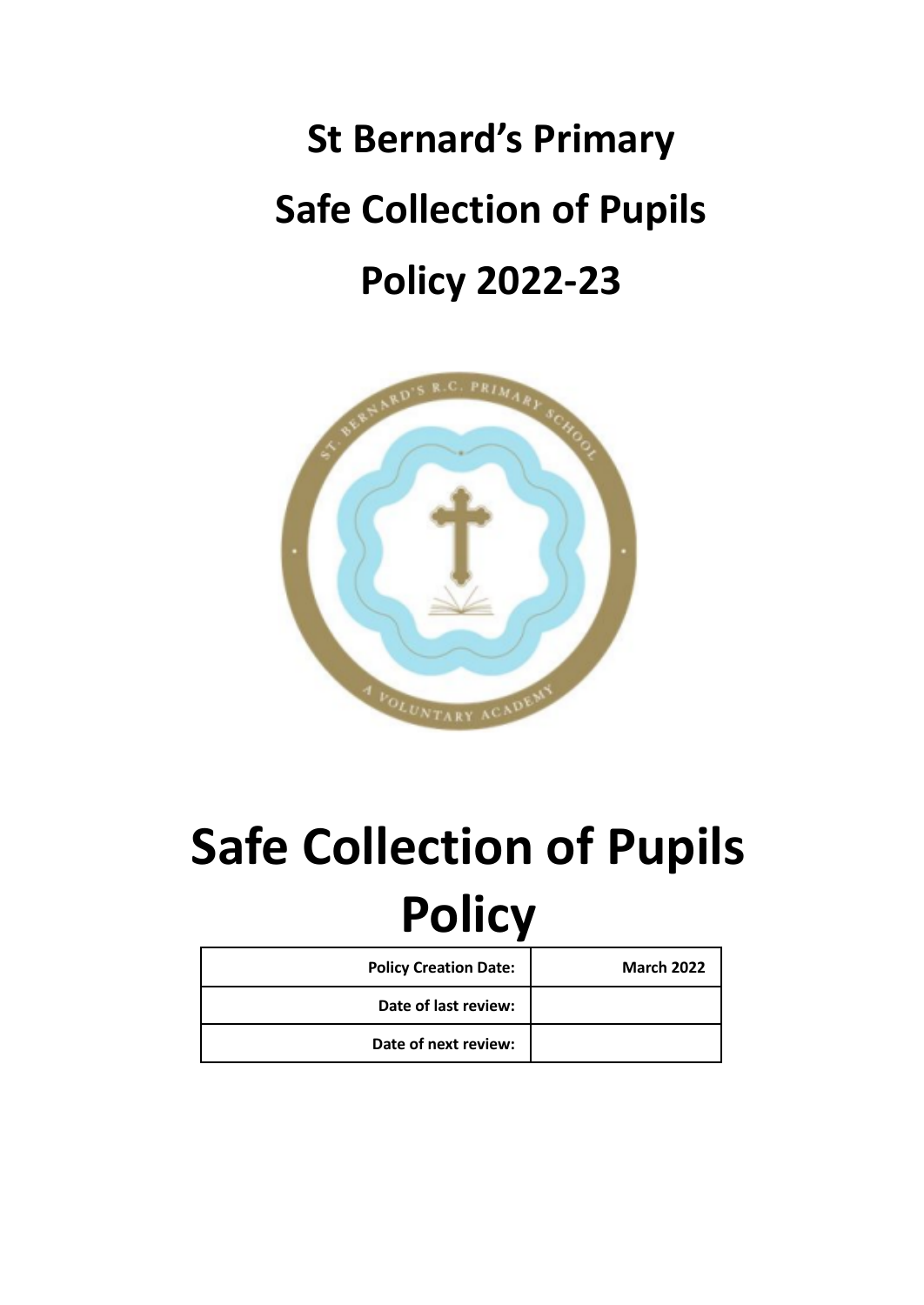# St Bernard's Primary

# Safe Collection of Pupils

# Policy 2022-23

# Safe Collection of Pupils Policy

| Policy Creation Date: | March 2022 |
| --- | --- |
| Date of last review: | |
| Date of next review: | |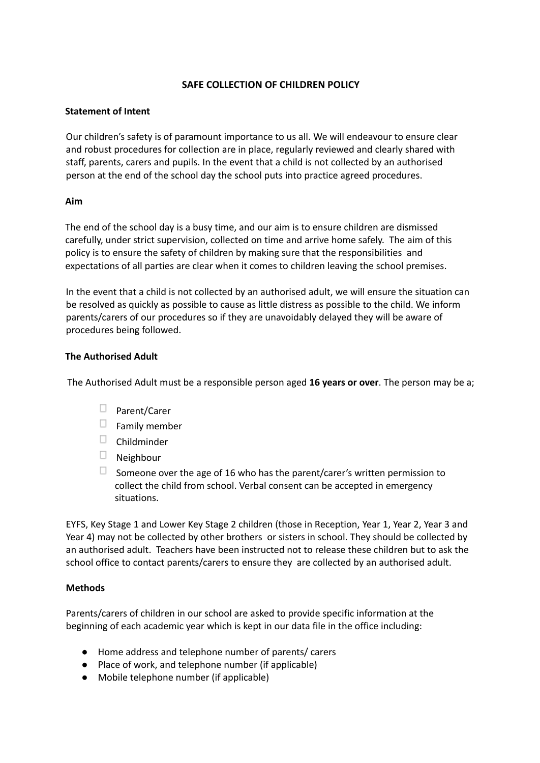# SAFE COLLECTION OF CHILDREN POLICY

**Statement of Intent**

Our children's safety is of paramount importance to us all. We will endeavour to ensure clear and robust procedures for collection are in place, regularly reviewed and clearly shared with staff, parents, carers and pupils. In the event that a child is not collected by an authorised person at the end of the school day the school puts into practice agreed procedures.

**Aim**

The end of the school day is a busy time, and our aim is to ensure children are dismissed carefully, under strict supervision, collected on time and arrive home safely. The aim of this policy is to ensure the safety of children by making sure that the responsibilities and expectations of all parties are clear when it comes to children leaving the school premises.

In the event that a child is not collected by an authorised adult, we will ensure the situation can be resolved as quickly as possible to cause as little distress as possible to the child. We inform parents/carers of our procedures so if they are unavoidably delayed they will be aware of procedures being followed.

**The Authorised Adult**

The Authorised Adult must be a responsible person aged **16 years or over**. The person may be a;

- Parent/Carer
- Family member
- Childminder
- Neighbour
- Someone over the age of 16 who has the parent/carer's written permission to collect the child from school. Verbal consent can be accepted in emergency situations.

EYFS, Key Stage 1 and Lower Key Stage 2 children (those in Reception, Year 1, Year 2, Year 3 and Year 4) may not be collected by other brothers or sisters in school. They should be collected by an authorised adult. Teachers have been instructed not to release these children but to ask the school office to contact parents/carers to ensure they are collected by an authorised adult.

**Methods**

Parents/carers of children in our school are asked to provide specific information at the beginning of each academic year which is kept in our data file in the office including:

- Home address and telephone number of parents/ carers
- Place of work, and telephone number (if applicable)
- Mobile telephone number (if applicable)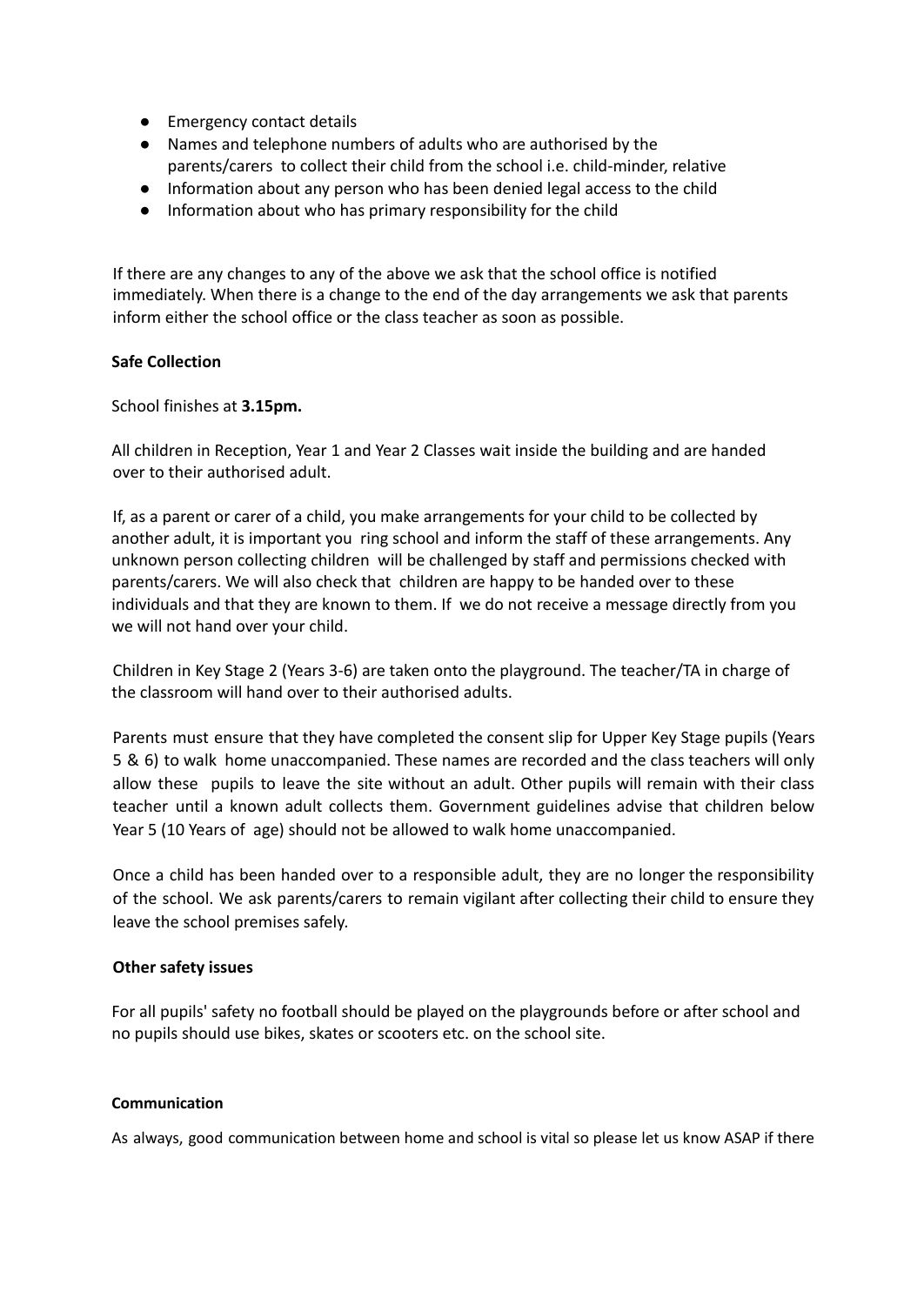- Emergency contact details
- Names and telephone numbers of adults who are authorised by the parents/carers to collect their child from the school i.e. child-minder, relative
- Information about any person who has been denied legal access to the child
- Information about who has primary responsibility for the child

If there are any changes to any of the above we ask that the school office is notified immediately. When there is a change to the end of the day arrangements we ask that parents inform either the school office or the class teacher as soon as possible.

**Safe Collection**

School finishes at **3.15pm.**

All children in Reception, Year 1 and Year 2 Classes wait inside the building and are handed over to their authorised adult.

If, as a parent or carer of a child, you make arrangements for your child to be collected by another adult, it is important you ring school and inform the staff of these arrangements. Any unknown person collecting children will be challenged by staff and permissions checked with parents/carers. We will also check that children are happy to be handed over to these individuals and that they are known to them. If we do not receive a message directly from you we will not hand over your child.

Children in Key Stage 2 (Years 3-6) are taken onto the playground. The teacher/TA in charge of the classroom will hand over to their authorised adults.

Parents must ensure that they have completed the consent slip for Upper Key Stage pupils (Years 5 & 6) to walk home unaccompanied. These names are recorded and the class teachers will only allow these pupils to leave the site without an adult. Other pupils will remain with their class teacher until a known adult collects them. Government guidelines advise that children below Year 5 (10 Years of age) should not be allowed to walk home unaccompanied.

Once a child has been handed over to a responsible adult, they are no longer the responsibility of the school. We ask parents/carers to remain vigilant after collecting their child to ensure they leave the school premises safely.

**Other safety issues**

For all pupils' safety no football should be played on the playgrounds before or after school and no pupils should use bikes, skates or scooters etc. on the school site.

**Communication**

As always, good communication between home and school is vital so please let us know ASAP if there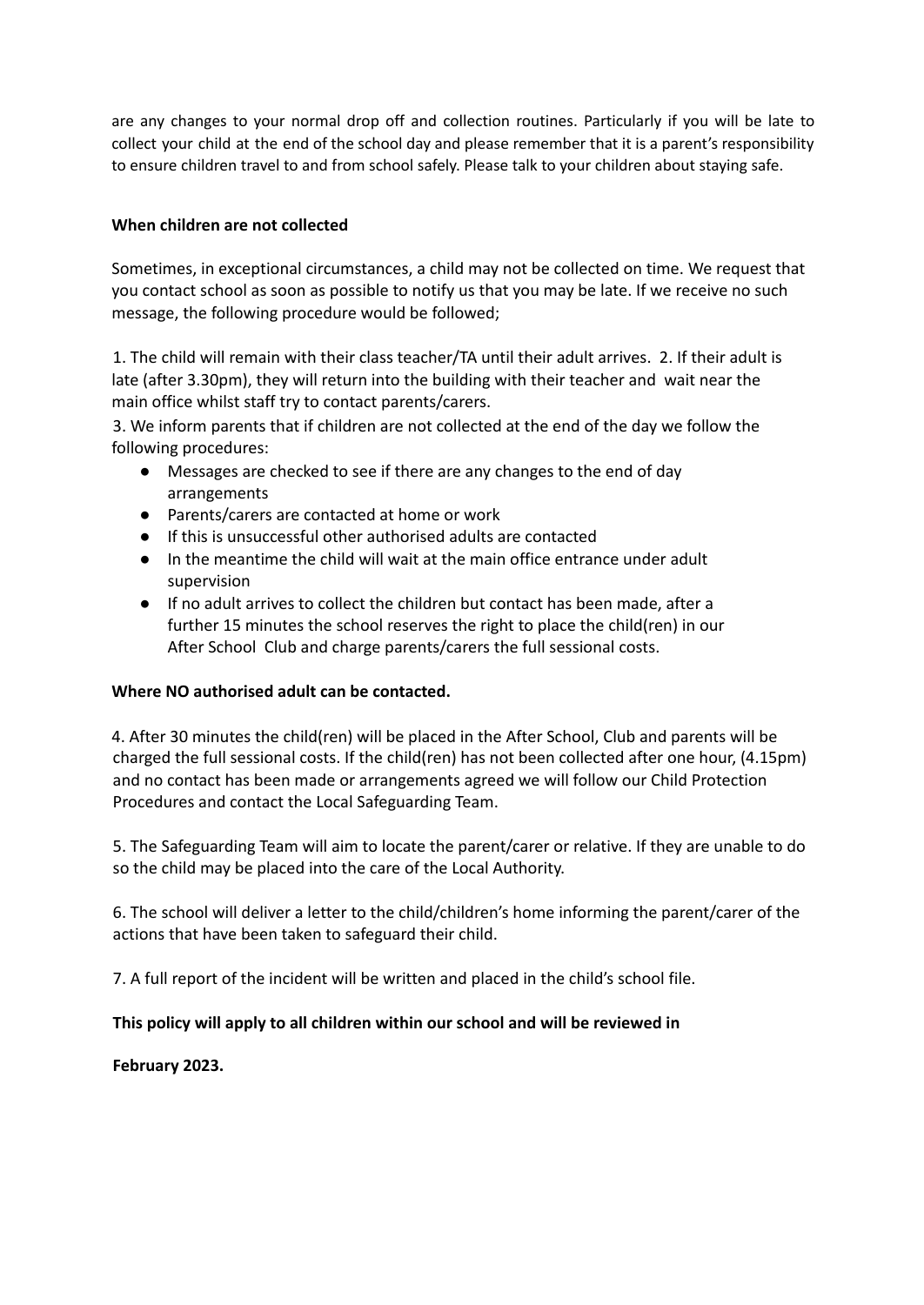are any changes to your normal drop off and collection routines. Particularly if you will be late to collect your child at the end of the school day and please remember that it is a parent's responsibility to ensure children travel to and from school safely. Please talk to your children about staying safe.

**When children are not collected**

Sometimes, in exceptional circumstances, a child may not be collected on time. We request that you contact school as soon as possible to notify us that you may be late. If we receive no such message, the following procedure would be followed;

1. The child will remain with their class teacher/TA until their adult arrives. 2. If their adult is late (after 3.30pm), they will return into the building with their teacher and wait near the main office whilst staff try to contact parents/carers.

3. We inform parents that if children are not collected at the end of the day we follow the following procedures:

- Messages are checked to see if there are any changes to the end of day arrangements
- Parents/carers are contacted at home or work
- If this is unsuccessful other authorised adults are contacted
- In the meantime the child will wait at the main office entrance under adult supervision
- If no adult arrives to collect the children but contact has been made, after a further 15 minutes the school reserves the right to place the child(ren) in our After School Club and charge parents/carers the full sessional costs.

**Where NO authorised adult can be contacted.**

4. After 30 minutes the child(ren) will be placed in the After School, Club and parents will be charged the full sessional costs. If the child(ren) has not been collected after one hour, (4.15pm) and no contact has been made or arrangements agreed we will follow our Child Protection Procedures and contact the Local Safeguarding Team.

5. The Safeguarding Team will aim to locate the parent/carer or relative. If they are unable to do so the child may be placed into the care of the Local Authority.

6. The school will deliver a letter to the child/children's home informing the parent/carer of the actions that have been taken to safeguard their child.

7. A full report of the incident will be written and placed in the child's school file.

**This policy will apply to all children within our school and will be reviewed in**

**February 2023.**